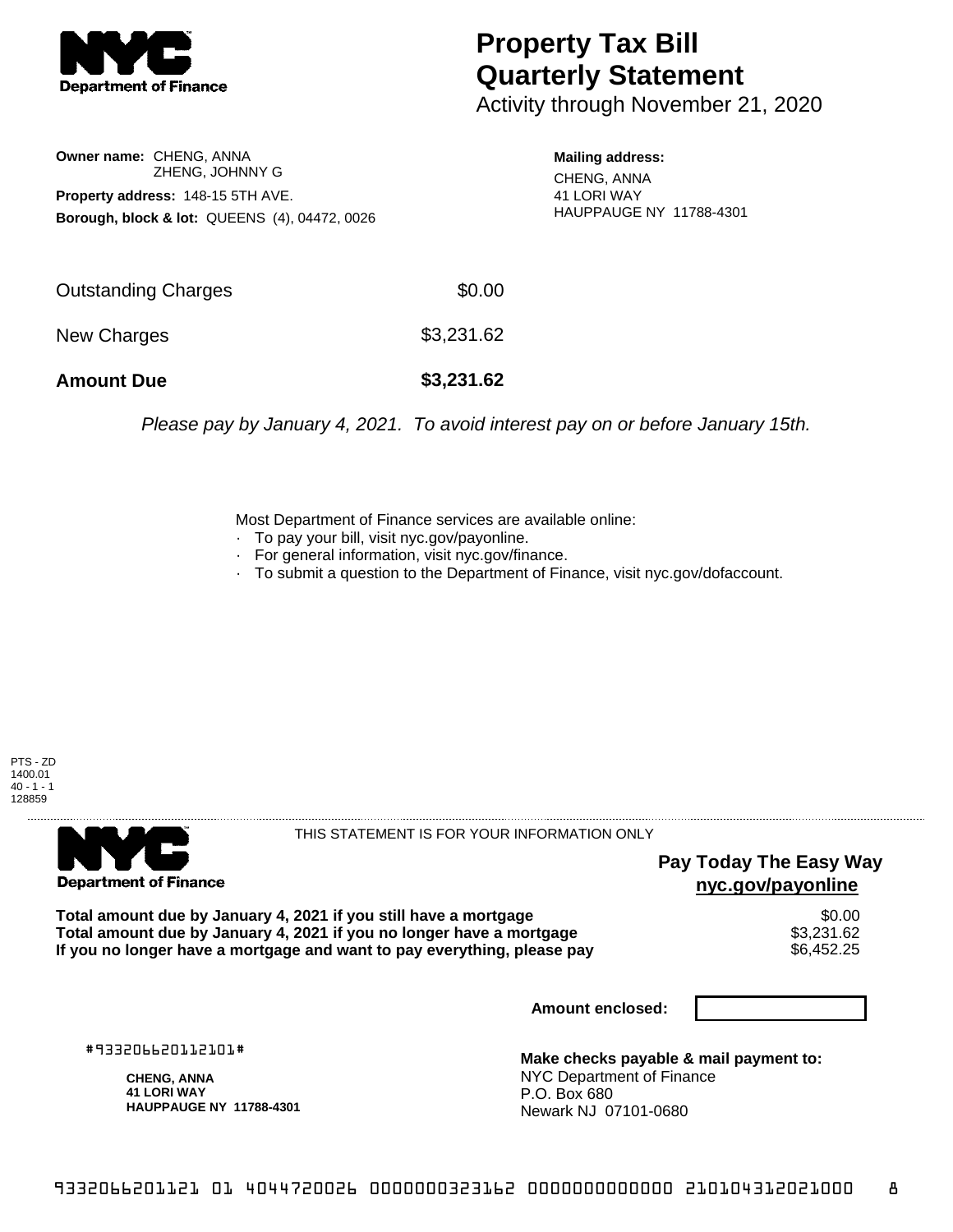Department of Finance

# Property Tax Bill Quarterly Statement

Activity through November 21, 2020

**Owner name:** CHENG, ANNA
ZHENG, JOHNNY G

**Property address:** 148-15 5TH AVE.

**Borough, block & lot:** QUEENS (4), 04472, 0026

**Mailing address:**
CHENG, ANNA
41 LORI WAY
HAUPPAUGE NY 11788-4301

| | |
|---|---|
| Outstanding Charges | $0.00 |
| New Charges | $3,231.62 |
| **Amount Due** | **$3,231.62** |

*Please pay by January 4, 2021. To avoid interest pay on or before January 15th.*

Most Department of Finance services are available online:

- To pay your bill, visit nyc.gov/payonline.
- For general information, visit nyc.gov/finance.
- To submit a question to the Department of Finance, visit nyc.gov/dofaccount.

PTS - ZD
1400.01
40 - 1 - 1
128859

---

Department of Finance

THIS STATEMENT IS FOR YOUR INFORMATION ONLY

**Pay Today The Easy Way**
**nyc.gov/payonline**

| | |
|---|---|
| **Total amount due by January 4, 2021 if you still have a mortgage** | $0.00 |
| **Total amount due by January 4, 2021 if you no longer have a mortgage** | $3,231.62 |
| **If you no longer have a mortgage and want to pay everything, please pay** | $6,452.25 |

**Amount enclosed:**

#933206620112101#

**CHENG, ANNA**
**41 LORI WAY**
**HAUPPAUGE NY 11788-4301**

**Make checks payable & mail payment to:**
NYC Department of Finance
P.O. Box 680
Newark NJ 07101-0680

9332066201121 01 4044720026 0000000323162 0000000000000 210104312021000 8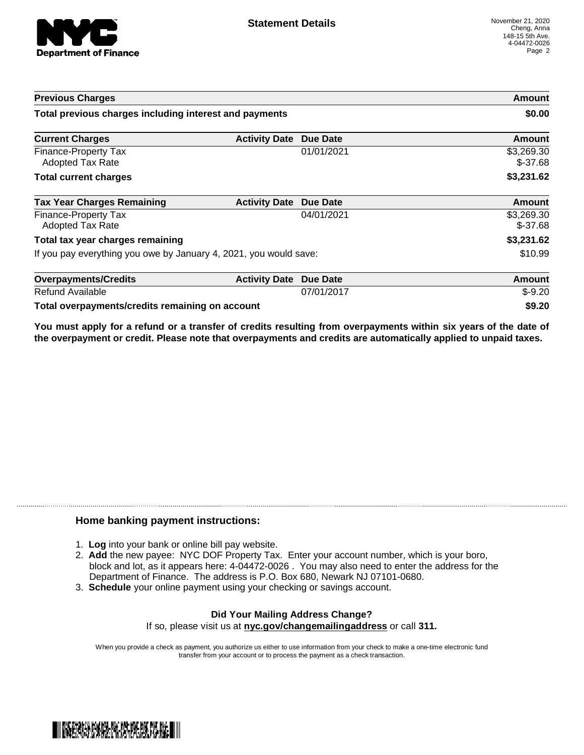# Statement Details

November 21, 2020
Cheng, Anna
148-15 5th Ave.
4-04472-0026

| Previous Charges | | | Amount |
|---|---|---|---|
| **Total previous charges including interest and payments** | | | **$0.00** |

| Current Charges | Activity Date | Due Date | Amount |
|---|---|---|---|
| Finance-Property Tax | | 01/01/2021 | $3,269.30 |
| Adopted Tax Rate | | | $-37.68 |
| **Total current charges** | | | **$3,231.62** |

| Tax Year Charges Remaining | Activity Date | Due Date | Amount |
|---|---|---|---|
| Finance-Property Tax | | 04/01/2021 | $3,269.30 |
| Adopted Tax Rate | | | $-37.68 |
| **Total tax year charges remaining** | | | **$3,231.62** |
| If you pay everything you owe by January 4, 2021, you would save: | | | $10.99 |

| Overpayments/Credits | Activity Date | Due Date | Amount |
|---|---|---|---|
| Refund Available | | 07/01/2017 | $-9.20 |
| **Total overpayments/credits remaining on account** | | | **$9.20** |

**You must apply for a refund or a transfer of credits resulting from overpayments within six years of the date of the overpayment or credit. Please note that overpayments and credits are automatically applied to unpaid taxes.**

## Home banking payment instructions:

1. **Log** into your bank or online bill pay website.
2. **Add** the new payee: NYC DOF Property Tax. Enter your account number, which is your boro, block and lot, as it appears here: 4-04472-0026 . You may also need to enter the address for the Department of Finance. The address is P.O. Box 680, Newark NJ 07101-0680.
3. **Schedule** your online payment using your checking or savings account.

**Did Your Mailing Address Change?**
If so, please visit us at **nyc.gov/changemailingaddress** or call **311.**

When you provide a check as payment, you authorize us either to use information from your check to make a one-time electronic fund transfer from your account or to process the payment as a check transaction.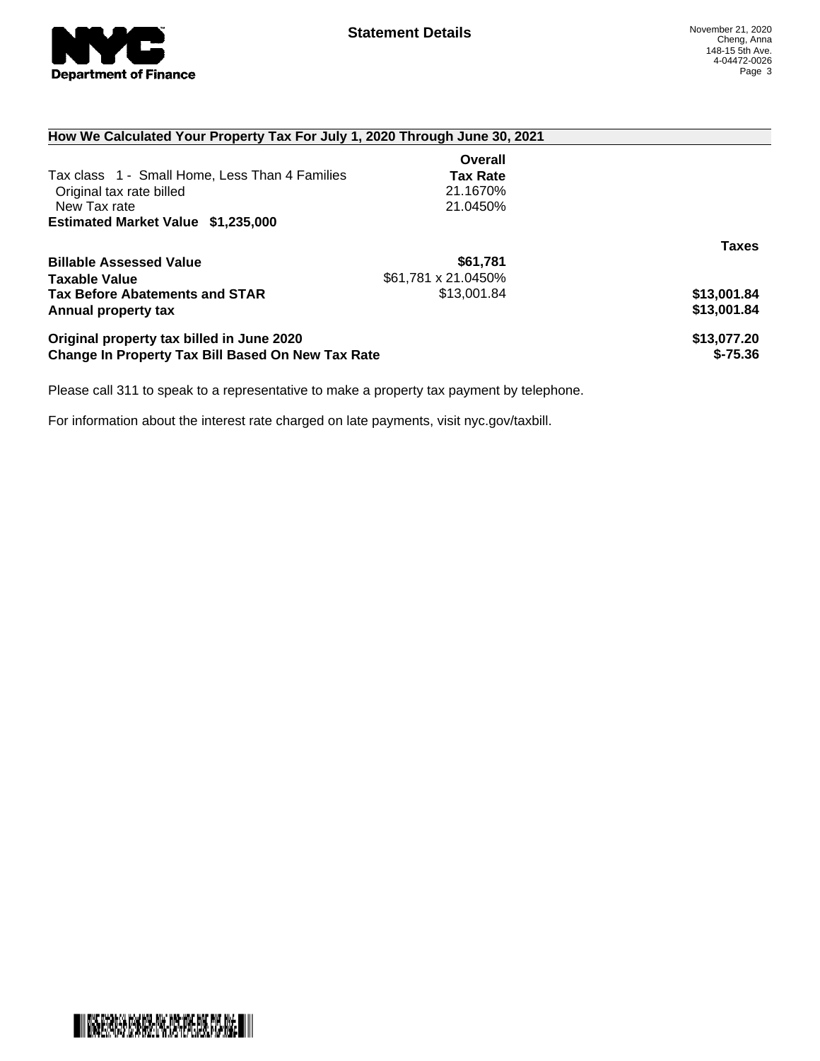## Statement Details

November 21, 2020
Cheng, Anna
148-15 5th Ave.
4-04472-0026

### How We Calculated Your Property Tax For July 1, 2020 Through June 30, 2021

| | Overall Tax Rate | |
|---|---|---|
| Tax class 1 - Small Home, Less Than 4 Families | | |
| Original tax rate billed | 21.1670% | |
| New Tax rate | 21.0450% | |
| **Estimated Market Value $1,235,000** | | |
| | | **Taxes** |
| **Billable Assessed Value** | **$61,781** | |
| **Taxable Value** | $61,781 x 21.0450% | |
| **Tax Before Abatements and STAR** | $13,001.84 | **$13,001.84** |
| **Annual property tax** | | **$13,001.84** |
| **Original property tax billed in June 2020** | | **$13,077.20** |
| **Change In Property Tax Bill Based On New Tax Rate** | | **$-75.36** |

Please call 311 to speak to a representative to make a property tax payment by telephone.

For information about the interest rate charged on late payments, visit nyc.gov/taxbill.